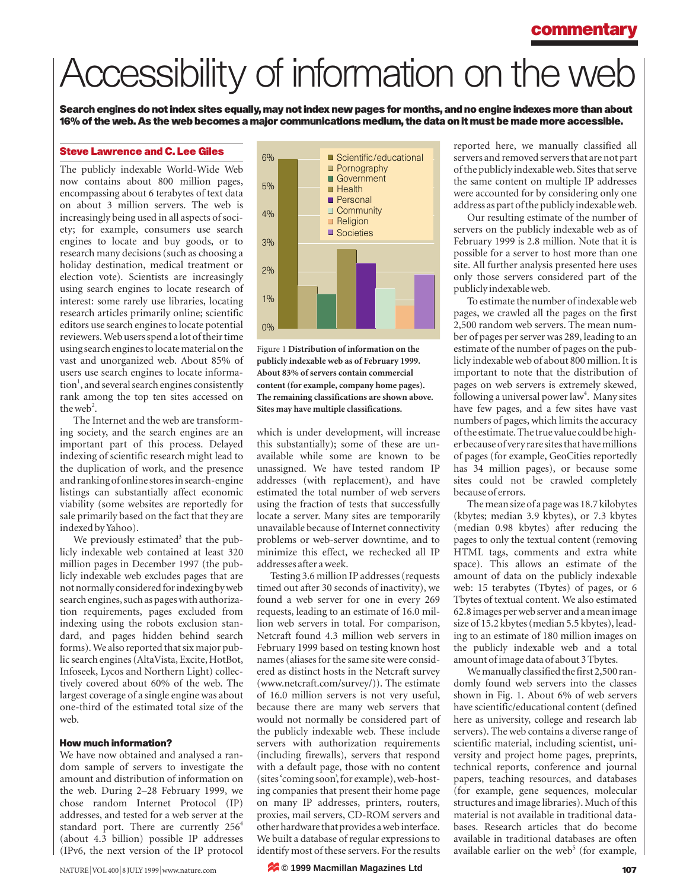# Accessibility of information on the web

**Search engines do not index sites equally, may not index new pages for months, and no engine indexes more than about 16% of the web. As the web becomes a major communications medium, the data on it must be made more accessible.**

**Steve Lawrence and C. Lee Giles**

The publicly indexable World-Wide Web now contains about 800 million pages, encompassing about 6 terabytes of text data on about 3 million servers. The web is increasingly being used in all aspects of society; for example, consumers use search engines to locate and buy goods, or to research many decisions (such as choosing a holiday destination, medical treatment or election vote). Scientists are increasingly using search engines to locate research of interest: some rarely use libraries, locating research articles primarily online; scientific editors use search engines to locate potential reviewers. Web users spend a lot of their time using search engines to locate material on the vast and unorganized web. About 85% of users use search engines to locate information[1], and several search engines consistently rank among the top ten sites accessed on the web[2].

The Internet and the web are transforming society, and the search engines are an important part of this process. Delayed indexing of scientific research might lead to the duplication of work, and the presence and ranking of online stores in search-engine listings can substantially affect economic viability (some websites are reportedly for sale primarily based on the fact that they are indexed by Yahoo).

We previously estimated[3] that the publicly indexable web contained at least 320 million pages in December 1997 (the publicly indexable web excludes pages that are not normally considered for indexing by web search engines, such as pages with authorization requirements, pages excluded from indexing using the robots exclusion standard, and pages hidden behind search forms). We also reported that six major public search engines (AltaVista, Excite, HotBot, Infoseek, Lycos and Northern Light) collectively covered about 60% of the web. The largest coverage of a single engine was about one-third of the estimated total size of the web.

### How much information?

We have now obtained and analysed a random sample of servers to investigate the amount and distribution of information on the web. During 2–28 February 1999, we chose random Internet Protocol (IP) addresses, and tested for a web server at the standard port. There are currently $256^4$ (about 4.3 billion) possible IP addresses (IPv6, the next version of the IP protocol which is under development, will increase this substantially); some of these are unavailable while some are known to be unassigned. We have tested random IP addresses (with replacement), and have estimated the total number of web servers using the fraction of tests that successfully locate a server. Many sites are temporarily unavailable because of Internet connectivity problems or web-server downtime, and to minimize this effect, we rechecked all IP addresses after a week.

Testing 3.6 million IP addresses (requests timed out after 30 seconds of inactivity), we found a web server for one in every 269 requests, leading to an estimate of 16.0 million web servers in total. For comparison, Netcraft found 4.3 million web servers in February 1999 based on testing known host names (aliases for the same site were considered as distinct hosts in the Netcraft survey (www.netcraft.com/survey/)). The estimate of 16.0 million servers is not very useful, because there are many web servers that would not normally be considered part of the publicly indexable web. These include servers with authorization requirements (including firewalls), servers that respond with a default page, those with no content (sites 'coming soon', for example), web-hosting companies that present their home page on many IP addresses, printers, routers, proxies, mail servers, CD-ROM servers and other hardware that provides a web interface. We built a database of regular expressions to identify most of these servers. For the results reported here, we manually classified all servers and removed servers that are not part of the publicly indexable web. Sites that serve the same content on multiple IP addresses were accounted for by considering only one address as part of the publicly indexable web.

6%
5%
4%
3%
2%
1%
0%

Scientific/educational
Pornography
Government
Health
Personal
Community
Religion
Societies

Figure 1 **Distribution of information on the publicly indexable web as of February 1999. About 83% of servers contain commercial content (for example, company home pages). The remaining classifications are shown above. Sites may have multiple classifications.**

Our resulting estimate of the number of servers on the publicly indexable web as of February 1999 is 2.8 million. Note that it is possible for a server to host more than one site. All further analysis presented here uses only those servers considered part of the publicly indexable web.

To estimate the number of indexable web pages, we crawled all the pages on the first 2,500 random web servers. The mean number of pages per server was 289, leading to an estimate of the number of pages on the publicly indexable web of about 800 million. It is important to note that the distribution of pages on web servers is extremely skewed, following a universal power law[4]. Many sites have few pages, and a few sites have vast numbers of pages, which limits the accuracy of the estimate. The true value could be higher because of very rare sites that have millions of pages (for example, GeoCities reportedly has 34 million pages), or because some sites could not be crawled completely because of errors.

The mean size of a page was 18.7 kilobytes (kbytes; median 3.9 kbytes), or 7.3 kbytes (median 0.98 kbytes) after reducing the pages to only the textual content (removing HTML tags, comments and extra white space). This allows an estimate of the amount of data on the publicly indexable web: 15 terabytes (Tbytes) of pages, or 6 Tbytes of textual content. We also estimated 62.8 images per web server and a mean image size of 15.2 kbytes (median 5.5 kbytes), leading to an estimate of 180 million images on the publicly indexable web and a total amount of image data of about 3 Tbytes.

We manually classified the first 2,500 randomly found web servers into the classes shown in Fig. 1. About 6% of web servers have scientific/educational content (defined here as university, college and research lab servers). The web contains a diverse range of scientific material, including scientist, university and project home pages, preprints, technical reports, conference and journal papers, teaching resources, and databases (for example, gene sequences, molecular structures and image libraries). Much of this material is not available in traditional databases. Research articles that do become available in traditional databases are often available earlier on the web[5] (for example,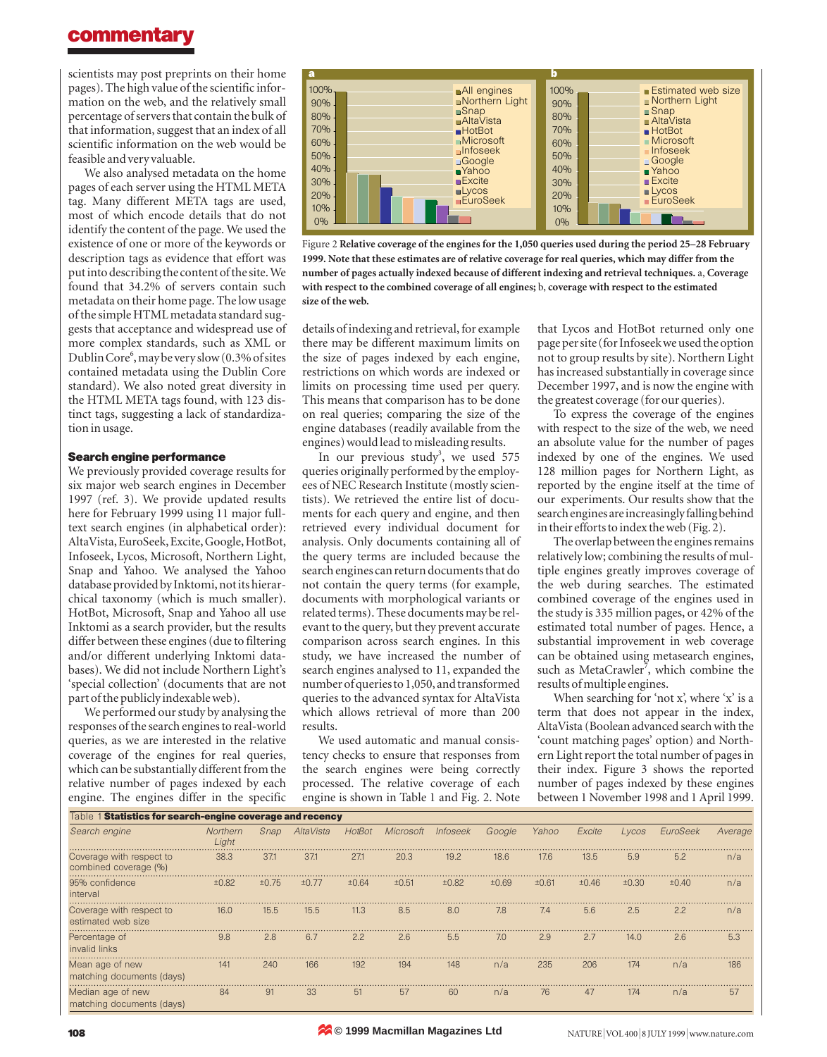scientists may post preprints on their home pages). The high value of the scientific information on the web, and the relatively small percentage of servers that contain the bulk of that information, suggest that an index of all scientific information on the web would be feasible and very valuable.

We also analysed metadata on the home pages of each server using the HTML META tag. Many different META tags are used, most of which encode details that do not identify the content of the page. We used the existence of one or more of the keywords or description tags as evidence that effort was put into describing the content of the site. We found that 34.2% of servers contain such metadata on their home page. The low usage of the simple HTML metadata standard suggests that acceptance and widespread use of more complex standards, such as XML or Dublin Core[6], may be very slow (0.3% of sites contained metadata using the Dublin Core standard). We also noted great diversity in the HTML META tags found, with 123 distinct tags, suggesting a lack of standardization in usage.

### Search engine performance

We previously provided coverage results for six major web search engines in December 1997 (ref. 3). We provide updated results here for February 1999 using 11 major full-text search engines (in alphabetical order): AltaVista, EuroSeek, Excite, Google, HotBot, Infoseek, Lycos, Microsoft, Northern Light, Snap and Yahoo. We analysed the Yahoo database provided by Inktomi, not its hierarchical taxonomy (which is much smaller). HotBot, Microsoft, Snap and Yahoo all use Inktomi as a search provider, but the results differ between these engines (due to filtering and/or different underlying Inktomi databases). We did not include Northern Light's 'special collection' (documents that are not part of the publicly indexable web).

We performed our study by analysing the responses of the search engines to real-world queries, as we are interested in the relative coverage of the engines for real queries, which can be substantially different from the relative number of pages indexed by each engine. The engines differ in the specific details of indexing and retrieval, for example there may be different maximum limits on the size of pages indexed by each engine, restrictions on which words are indexed or limits on processing time used per query. This means that comparison has to be done on real queries; comparing the size of the engine databases (readily available from the engines) would lead to misleading results.

In our previous study[3], we used 575 queries originally performed by the employees of NEC Research Institute (mostly scientists). We retrieved the entire list of documents for each query and engine, and then retrieved every individual document for analysis. Only documents containing all of the query terms are included because the search engines can return documents that do not contain the query terms (for example, documents with morphological variants or related terms). These documents may be relevant to the query, but they prevent accurate comparison across search engines. In this study, we have increased the number of search engines analysed to 11, expanded the number of queries to 1,050, and transformed queries to the advanced syntax for AltaVista which allows retrieval of more than 200 results.

We used automatic and manual consistency checks to ensure that responses from the search engines were being correctly processed. The relative coverage of each engine is shown in Table 1 and Fig. 2. Note that Lycos and HotBot returned only one page per site (for Infoseek we used the option not to group results by site). Northern Light has increased substantially in coverage since December 1997, and is now the engine with the greatest coverage (for our queries).

To express the coverage of the engines with respect to the size of the web, we need an absolute value for the number of pages indexed by one of the engines. We used 128 million pages for Northern Light, as reported by the engine itself at the time of our experiments. Our results show that the search engines are increasingly falling behind in their efforts to index the web (Fig. 2).

The overlap between the engines remains relatively low; combining the results of multiple engines greatly improves coverage of the web during searches. The estimated combined coverage of the engines used in the study is 335 million pages, or 42% of the estimated total number of pages. Hence, a substantial improvement in web coverage can be obtained using metasearch engines, such as MetaCrawler[7], which combine the results of multiple engines.

When searching for 'not x', where 'x' is a term that does not appear in the index, AltaVista (Boolean advanced search with the 'count matching pages' option) and Northern Light report the total number of pages in their index. Figure 3 shows the reported number of pages indexed by these engines between 1 November 1998 and 1 April 1999.

a

100%
90%
80%
70%
60%
50%
40%
30%
20%
10%
0%

All engines
Northern Light
Snap
AltaVista
HotBot
Microsoft
Infoseek
Google
Yahoo
Excite
Lycos
EuroSeek

b

100%
90%
80%
70%
60%
50%
40%
30%
20%
10%
0%

Estimated web size
Northern Light
Snap
AltaVista
HotBot
Microsoft
Infoseek
Google
Yahoo
Excite
Lycos
EuroSeek

Figure 2 **Relative coverage of the engines for the 1,050 queries used during the period 25–28 February 1999. Note that these estimates are of relative coverage for real queries, which may differ from the number of pages actually indexed because of different indexing and retrieval techniques.** a, **Coverage with respect to the combined coverage of all engines;** b, **coverage with respect to the estimated size of the web.**

Table 1 **Statistics for search-engine coverage and recency**

| Search engine | Northern Light | Snap | AltaVista | HotBot | Microsoft | Infoseek | Google | Yahoo | Excite | Lycos | EuroSeek | Average |
|---|---|---|---|---|---|---|---|---|---|---|---|---|
| Coverage with respect to combined coverage (%) | 38.3 | 37.1 | 37.1 | 27.1 | 20.3 | 19.2 | 18.6 | 17.6 | 13.5 | 5.9 | 5.2 | n/a |
| 95% confidence interval | ±0.82 | ±0.75 | ±0.77 | ±0.64 | ±0.51 | ±0.82 | ±0.69 | ±0.61 | ±0.46 | ±0.30 | ±0.40 | n/a |
| Coverage with respect to estimated web size | 16.0 | 15.5 | 15.5 | 11.3 | 8.5 | 8.0 | 7.8 | 7.4 | 5.6 | 2.5 | 2.2 | n/a |
| Percentage of invalid links | 9.8 | 2.8 | 6.7 | 2.2 | 2.6 | 5.5 | 7.0 | 2.9 | 2.7 | 14.0 | 2.6 | 5.3 |
| Mean age of new matching documents (days) | 141 | 240 | 166 | 192 | 194 | 148 | n/a | 235 | 206 | 174 | n/a | 186 |
| Median age of new matching documents (days) | 84 | 91 | 33 | 51 | 57 | 60 | n/a | 76 | 47 | 174 | n/a | 57 |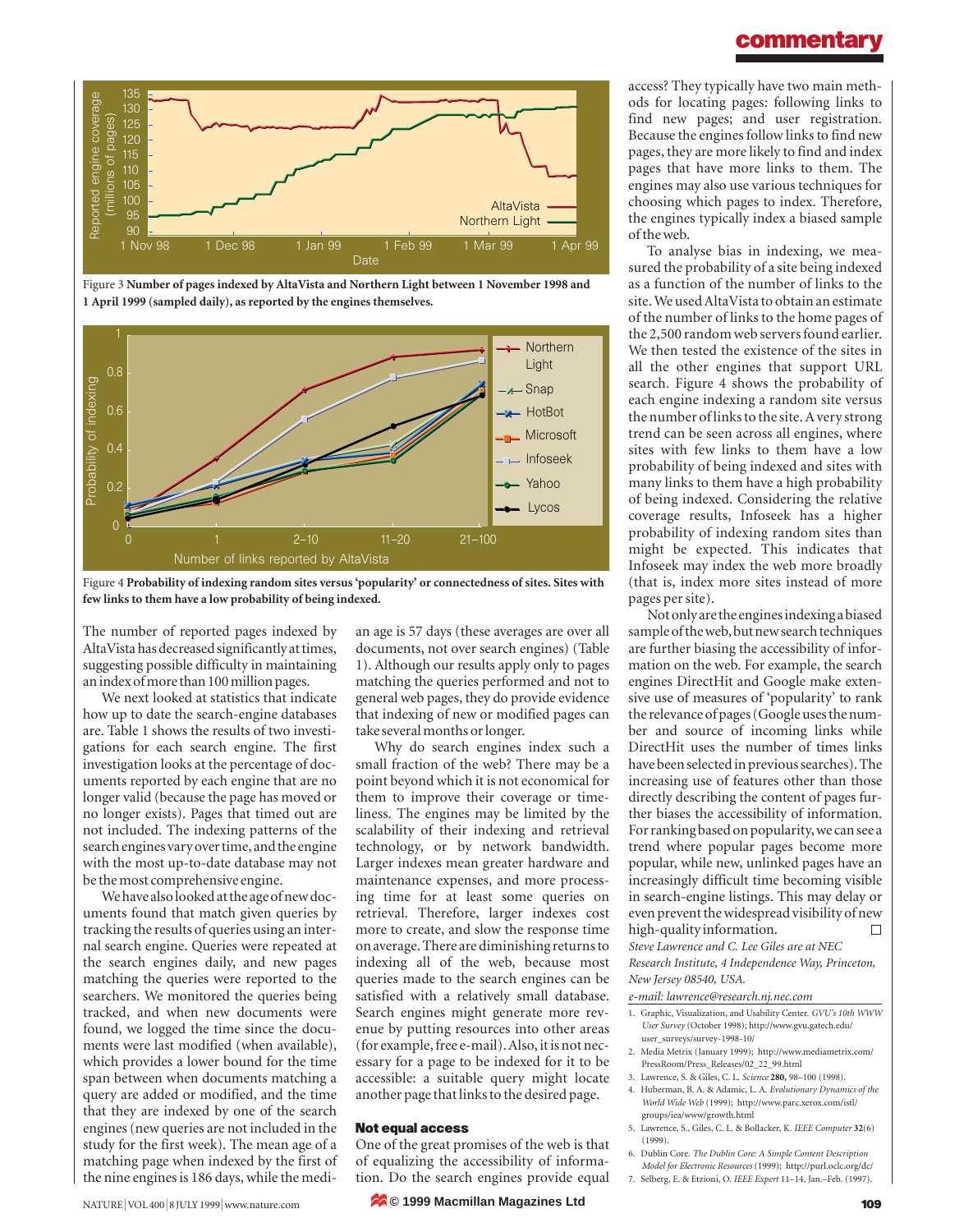Reported engine coverage (millions of pages)
135
130
125
120
115
110
105
100
95
90
1 Nov 98
1 Dec 98
1 Jan 99
1 Feb 99
1 Mar 99
1 Apr 99
Date
AltaVista
Northern Light

Figure 3 **Number of pages indexed by AltaVista and Northern Light between 1 November 1998 and 1 April 1999 (sampled daily), as reported by the engines themselves.**

Probability of indexing
1
0.8
0.6
0.4
0.2
0
0
1
2–10
11–20
21–100
Number of links reported by AltaVista
Northern Light
Snap
HotBot
Microsoft
Infoseek
Yahoo
Lycos

Figure 4 **Probability of indexing random sites versus 'popularity' or connectedness of sites. Sites with few links to them have a low probability of being indexed.**

The number of reported pages indexed by AltaVista has decreased significantly at times, suggesting possible difficulty in maintaining an index of more than 100 million pages.

We next looked at statistics that indicate how up to date the search-engine databases are. Table 1 shows the results of two investigations for each search engine. The first investigation looks at the percentage of documents reported by each engine that are no longer valid (because the page has moved or no longer exists). Pages that timed out are not included. The indexing patterns of the search engines vary over time, and the engine with the most up-to-date database may not be the most comprehensive engine.

We have also looked at the age of new documents found that match given queries by tracking the results of queries using an internal search engine. Queries were repeated at the search engines daily, and new pages matching the queries were reported to the searchers. We monitored the queries being tracked, and when new documents were found, we logged the time since the documents were last modified (when available), which provides a lower bound for the time span between when documents matching a query are added or modified, and the time that they are indexed by one of the search engines (new queries are not included in the study for the first week). The mean age of a matching page when indexed by the first of the nine engines is 186 days, while the median age is 57 days (these averages are over all documents, not over search engines) (Table 1). Although our results apply only to pages matching the queries performed and not to general web pages, they do provide evidence that indexing of new or modified pages can take several months or longer.

Why do search engines index such a small fraction of the web? There may be a point beyond which it is not economical for them to improve their coverage or timeliness. The engines may be limited by the scalability of their indexing and retrieval technology, or by network bandwidth. Larger indexes mean greater hardware and maintenance expenses, and more processing time for at least some queries on retrieval. Therefore, larger indexes cost more to create, and slow the response time on average. There are diminishing returns to indexing all of the web, because most queries made to the search engines can be satisfied with a relatively small database. Search engines might generate more revenue by putting resources into other areas (for example, free e-mail). Also, it is not necessary for a page to be indexed for it to be accessible: a suitable query might locate another page that links to the desired page.

### Not equal access

One of the great promises of the web is that of equalizing the accessibility of information. Do the search engines provide equal access? They typically have two main methods for locating pages: following links to find new pages; and user registration. Because the engines follow links to find new pages, they are more likely to find and index pages that have more links to them. The engines may also use various techniques for choosing which pages to index. Therefore, the engines typically index a biased sample of the web.

To analyse bias in indexing, we measured the probability of a site being indexed as a function of the number of links to the site. We used AltaVista to obtain an estimate of the number of links to the home pages of the 2,500 random web servers found earlier. We then tested the existence of the sites in all the other engines that support URL search. Figure 4 shows the probability of each engine indexing a random site versus the number of links to the site. A very strong trend can be seen across all engines, where sites with few links to them have a low probability of being indexed and sites with many links to them have a high probability of being indexed. Considering the relative coverage results, Infoseek has a higher probability of indexing random sites than might be expected. This indicates that Infoseek may index the web more broadly (that is, index more sites instead of more pages per site).

Not only are the engines indexing a biased sample of the web, but new search techniques are further biasing the accessibility of information on the web. For example, the search engines DirectHit and Google make extensive use of measures of 'popularity' to rank the relevance of pages (Google uses the number and source of incoming links while DirectHit uses the number of times links have been selected in previous searches). The increasing use of features other than those directly describing the content of pages further biases the accessibility of information. For ranking based on popularity, we can see a trend where popular pages become more popular, while new, unlinked pages have an increasingly difficult time becoming visible in search-engine listings. This may delay or even prevent the widespread visibility of new high-quality information. □

*Steve Lawrence and C. Lee Giles are at NEC Research Institute, 4 Independence Way, Princeton, New Jersey 08540, USA.*

*e-mail: lawrence@research.nj.nec.com*

1. Graphic, Visualization, and Usability Center. *GVU's 10th WWW User Survey* (October 1998); http://www.gvu.gatech.edu/user_surveys/survey-1998-10/
2. Media Metrix (January 1999); http://www.mediametrix.com/PressRoom/Press_Releases/02_22_99.html
3. Lawrence, S. & Giles, C. L. *Science* **280,** 98–100 (1998).
4. Huberman, B. A. & Adamic, L. A. *Evolutionary Dynamics of the World Wide Web* (1999); http://www.parc.xerox.com/istl/groups/iea/www/growth.html
5. Lawrence, S., Giles, C. L. & Bollacker, K. *IEEE Computer* **32**(6) (1999).
6. Dublin Core. *The Dublin Core: A Simple Content Description Model for Electronic Resources* (1999); http://purl.oclc.org/dc/
7. Selberg, E. & Etzioni, O. *IEEE Expert* 11–14, Jan.–Feb. (1997).